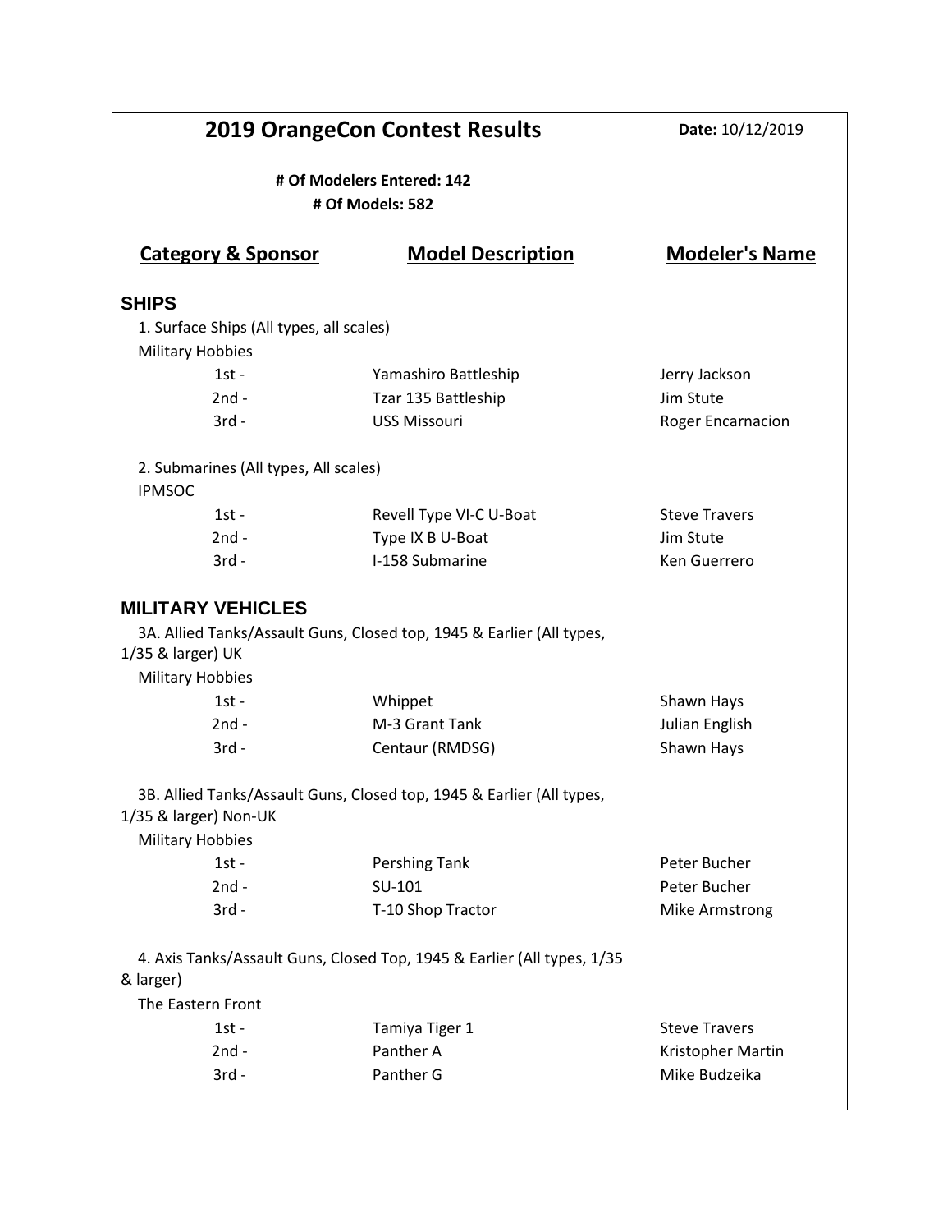# 2019 OrangeCon Contest Results

**Date:** 10/12/2019

**# Of Modelers Entered: 142**
**# Of Models: 582**

| Category & Sponsor | Model Description | Modeler's Name |
|---|---|---|
| **SHIPS** | | |
| 1. Surface Ships (All types, all scales) | | |
| Military Hobbies | | |
| 1st - | Yamashiro Battleship | Jerry Jackson |
| 2nd - | Tzar 135 Battleship | Jim Stute |
| 3rd - | USS Missouri | Roger Encarnacion |
| 2. Submarines (All types, All scales) | | |
| IPMSOC | | |
| 1st - | Revell Type VI-C U-Boat | Steve Travers |
| 2nd - | Type IX B U-Boat | Jim Stute |
| 3rd - | I-158 Submarine | Ken Guerrero |
| **MILITARY VEHICLES** | | |
| 3A. Allied Tanks/Assault Guns, Closed top, 1945 & Earlier (All types, 1/35 & larger) UK | | |
| Military Hobbies | | |
| 1st - | Whippet | Shawn Hays |
| 2nd - | M-3 Grant Tank | Julian English |
| 3rd - | Centaur (RMDSG) | Shawn Hays |
| 3B. Allied Tanks/Assault Guns, Closed top, 1945 & Earlier (All types, 1/35 & larger) Non-UK | | |
| Military Hobbies | | |
| 1st - | Pershing Tank | Peter Bucher |
| 2nd - | SU-101 | Peter Bucher |
| 3rd - | T-10 Shop Tractor | Mike Armstrong |
| 4. Axis Tanks/Assault Guns, Closed Top, 1945 & Earlier (All types, 1/35 & larger) | | |
| The Eastern Front | | |
| 1st - | Tamiya Tiger 1 | Steve Travers |
| 2nd - | Panther A | Kristopher Martin |
| 3rd - | Panther G | Mike Budzeika |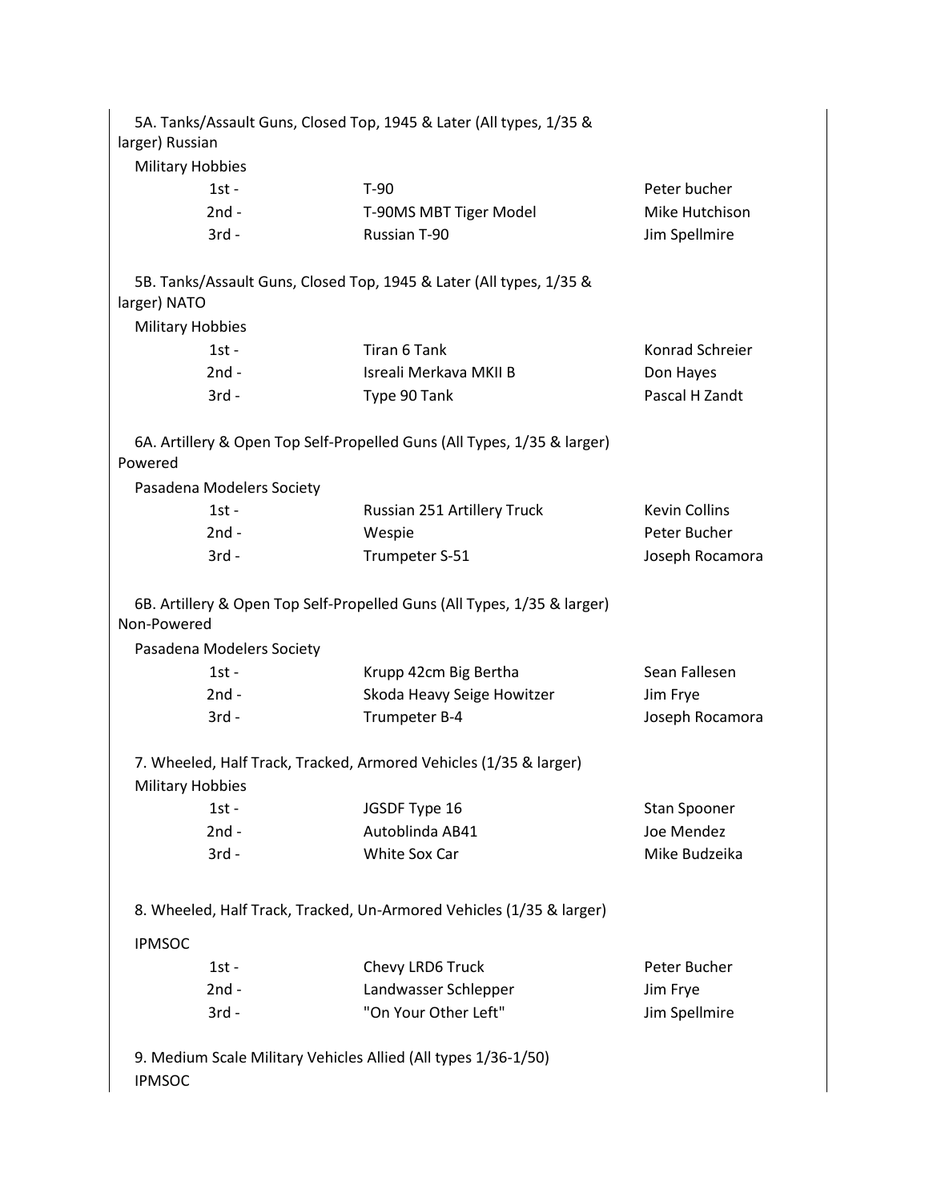5A. Tanks/Assault Guns, Closed Top, 1945 & Later (All types, 1/35 & larger) Russian

Military Hobbies

| | | |
|---|---|---|
| 1st - | T-90 | Peter bucher |
| 2nd - | T-90MS MBT Tiger Model | Mike Hutchison |
| 3rd - | Russian T-90 | Jim Spellmire |

5B. Tanks/Assault Guns, Closed Top, 1945 & Later (All types, 1/35 & larger) NATO

Military Hobbies

| | | |
|---|---|---|
| 1st - | Tiran 6 Tank | Konrad Schreier |
| 2nd - | Isreali Merkava MKII B | Don Hayes |
| 3rd - | Type 90 Tank | Pascal H Zandt |

6A. Artillery & Open Top Self-Propelled Guns (All Types, 1/35 & larger) Powered

Pasadena Modelers Society

| | | |
|---|---|---|
| 1st - | Russian 251 Artillery Truck | Kevin Collins |
| 2nd - | Wespie | Peter Bucher |
| 3rd - | Trumpeter S-51 | Joseph Rocamora |

6B. Artillery & Open Top Self-Propelled Guns (All Types, 1/35 & larger) Non-Powered

Pasadena Modelers Society

| | | |
|---|---|---|
| 1st - | Krupp 42cm Big Bertha | Sean Fallesen |
| 2nd - | Skoda Heavy Seige Howitzer | Jim Frye |
| 3rd - | Trumpeter B-4 | Joseph Rocamora |

7. Wheeled, Half Track, Tracked, Armored Vehicles (1/35 & larger)

Military Hobbies

| | | |
|---|---|---|
| 1st - | JGSDF Type 16 | Stan Spooner |
| 2nd - | Autoblinda AB41 | Joe Mendez |
| 3rd - | White Sox Car | Mike Budzeika |

8. Wheeled, Half Track, Tracked, Un-Armored Vehicles (1/35 & larger)

IPMSOC

| | | |
|---|---|---|
| 1st - | Chevy LRD6 Truck | Peter Bucher |
| 2nd - | Landwasser Schlepper | Jim Frye |
| 3rd - | "On Your Other Left" | Jim Spellmire |

9. Medium Scale Military Vehicles Allied (All types 1/36-1/50)

IPMSOC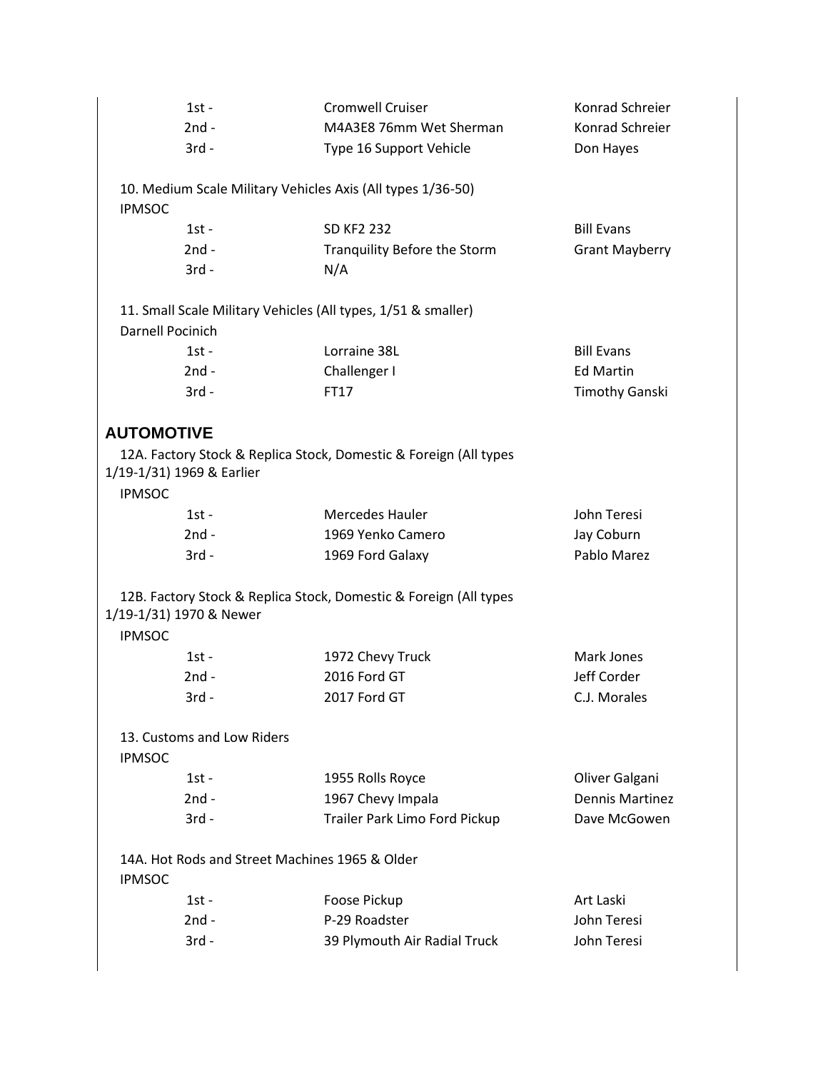| | | |
|---|---|---|
| 1st - | Cromwell Cruiser | Konrad Schreier |
| 2nd - | M4A3E8 76mm Wet Sherman | Konrad Schreier |
| 3rd - | Type 16 Support Vehicle | Don Hayes |

10. Medium Scale Military Vehicles Axis (All types 1/36-50)
IPMSOC

| | | |
|---|---|---|
| 1st - | SD KF2 232 | Bill Evans |
| 2nd - | Tranquility Before the Storm | Grant Mayberry |
| 3rd - | N/A | |

11. Small Scale Military Vehicles (All types, 1/51 & smaller)
Darnell Pocinich

| | | |
|---|---|---|
| 1st - | Lorraine 38L | Bill Evans |
| 2nd - | Challenger I | Ed Martin |
| 3rd - | FT17 | Timothy Ganski |

## AUTOMOTIVE

12A. Factory Stock & Replica Stock, Domestic & Foreign (All types 1/19-1/31) 1969 & Earlier
IPMSOC

| | | |
|---|---|---|
| 1st - | Mercedes Hauler | John Teresi |
| 2nd - | 1969 Yenko Camero | Jay Coburn |
| 3rd - | 1969 Ford Galaxy | Pablo Marez |

12B. Factory Stock & Replica Stock, Domestic & Foreign (All types 1/19-1/31) 1970 & Newer
IPMSOC

| | | |
|---|---|---|
| 1st - | 1972 Chevy Truck | Mark Jones |
| 2nd - | 2016 Ford GT | Jeff Corder |
| 3rd - | 2017 Ford GT | C.J. Morales |

13. Customs and Low Riders
IPMSOC

| | | |
|---|---|---|
| 1st - | 1955 Rolls Royce | Oliver Galgani |
| 2nd - | 1967 Chevy Impala | Dennis Martinez |
| 3rd - | Trailer Park Limo Ford Pickup | Dave McGowen |

14A. Hot Rods and Street Machines 1965 & Older
IPMSOC

| | | |
|---|---|---|
| 1st - | Foose Pickup | Art Laski |
| 2nd - | P-29 Roadster | John Teresi |
| 3rd - | 39 Plymouth Air Radial Truck | John Teresi |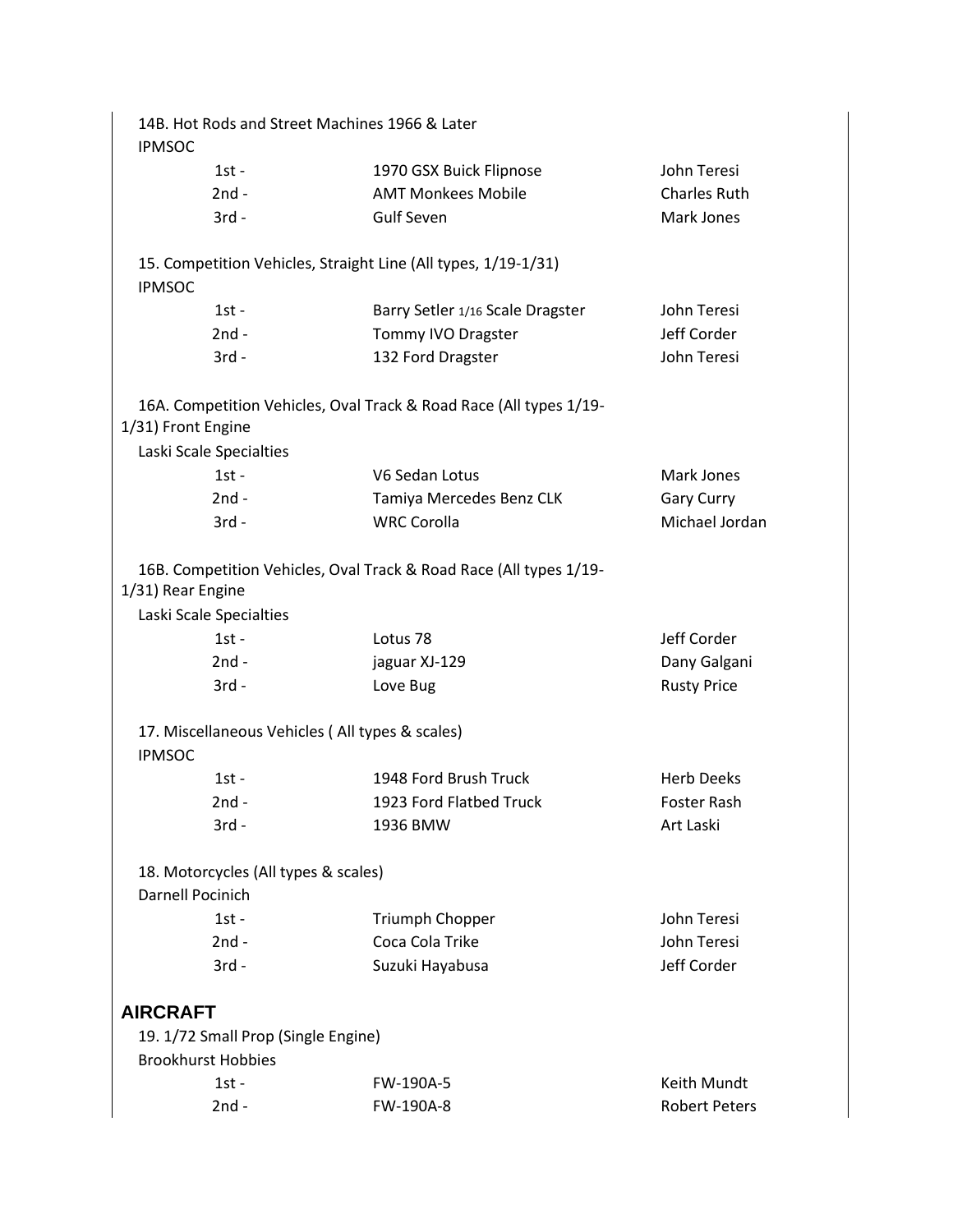14B. Hot Rods and Street Machines 1966 & Later
IPMSOC

| | | |
|---|---|---|
| 1st - | 1970 GSX Buick Flipnose | John Teresi |
| 2nd - | AMT Monkees Mobile | Charles Ruth |
| 3rd - | Gulf Seven | Mark Jones |

15. Competition Vehicles, Straight Line (All types, 1/19-1/31)
IPMSOC

| | | |
|---|---|---|
| 1st - | Barry Setler 1/16 Scale Dragster | John Teresi |
| 2nd - | Tommy IVO Dragster | Jeff Corder |
| 3rd - | 132 Ford Dragster | John Teresi |

16A. Competition Vehicles, Oval Track & Road Race (All types 1/19-1/31) Front Engine
Laski Scale Specialties

| | | |
|---|---|---|
| 1st - | V6 Sedan Lotus | Mark Jones |
| 2nd - | Tamiya Mercedes Benz CLK | Gary Curry |
| 3rd - | WRC Corolla | Michael Jordan |

16B. Competition Vehicles, Oval Track & Road Race (All types 1/19-1/31) Rear Engine
Laski Scale Specialties

| | | |
|---|---|---|
| 1st - | Lotus 78 | Jeff Corder |
| 2nd - | jaguar XJ-129 | Dany Galgani |
| 3rd - | Love Bug | Rusty Price |

17. Miscellaneous Vehicles ( All types & scales)
IPMSOC

| | | |
|---|---|---|
| 1st - | 1948 Ford Brush Truck | Herb Deeks |
| 2nd - | 1923 Ford Flatbed Truck | Foster Rash |
| 3rd - | 1936 BMW | Art Laski |

18. Motorcycles (All types & scales)
Darnell Pocinich

| | | |
|---|---|---|
| 1st - | Triumph Chopper | John Teresi |
| 2nd - | Coca Cola Trike | John Teresi |
| 3rd - | Suzuki Hayabusa | Jeff Corder |

## AIRCRAFT

19. 1/72 Small Prop (Single Engine)
Brookhurst Hobbies

| | | |
|---|---|---|
| 1st - | FW-190A-5 | Keith Mundt |
| 2nd - | FW-190A-8 | Robert Peters |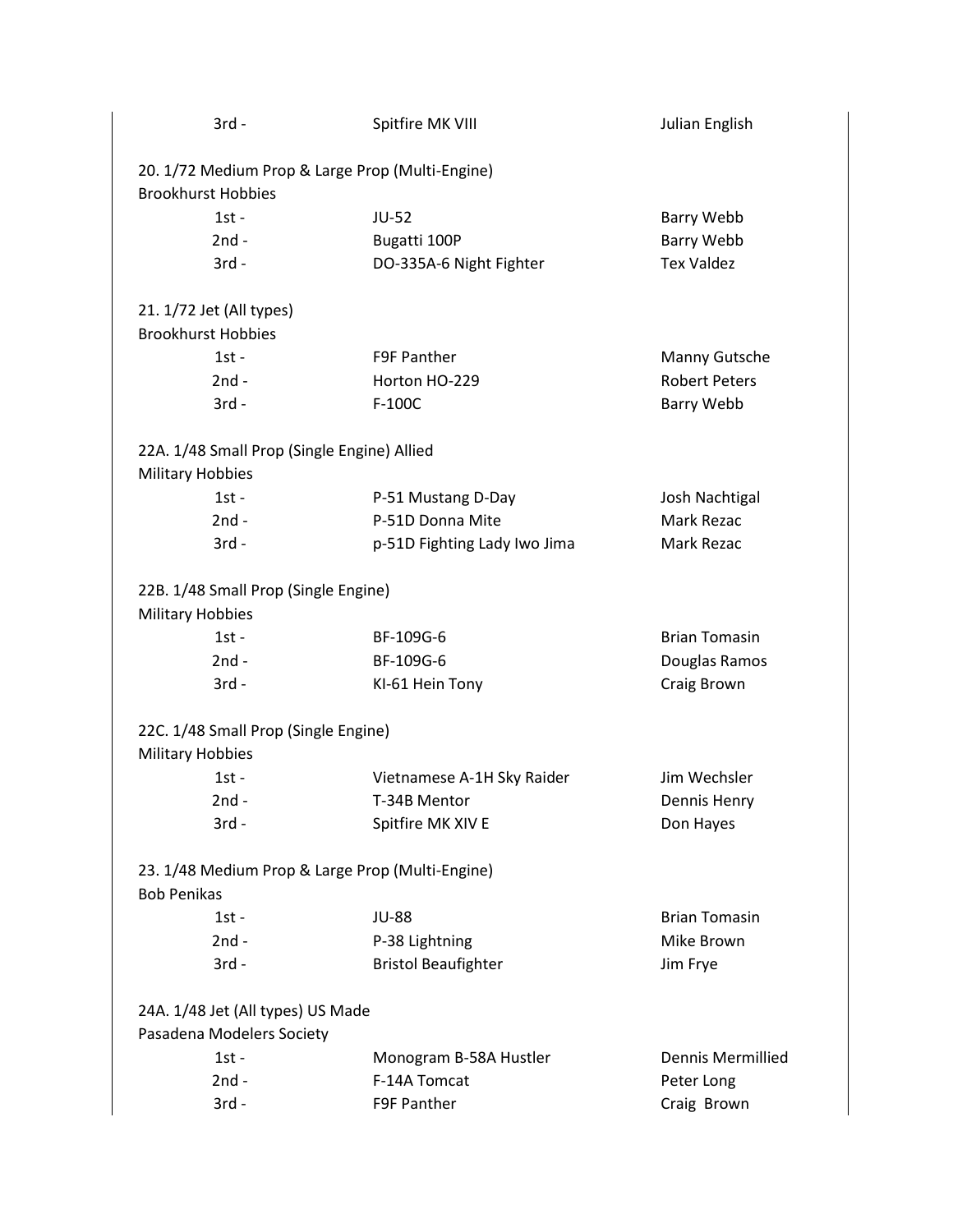| | | |
|---|---|---|
| 3rd - | Spitfire MK VIII | Julian English |

20. 1/72 Medium Prop & Large Prop (Multi-Engine)
Brookhurst Hobbies

| | | |
|---|---|---|
| 1st - | JU-52 | Barry Webb |
| 2nd - | Bugatti 100P | Barry Webb |
| 3rd - | DO-335A-6 Night Fighter | Tex Valdez |

21. 1/72 Jet (All types)
Brookhurst Hobbies

| | | |
|---|---|---|
| 1st - | F9F Panther | Manny Gutsche |
| 2nd - | Horton HO-229 | Robert Peters |
| 3rd - | F-100C | Barry Webb |

22A. 1/48 Small Prop (Single Engine) Allied
Military Hobbies

| | | |
|---|---|---|
| 1st - | P-51 Mustang D-Day | Josh Nachtigal |
| 2nd - | P-51D Donna Mite | Mark Rezac |
| 3rd - | p-51D Fighting Lady Iwo Jima | Mark Rezac |

22B. 1/48 Small Prop (Single Engine)
Military Hobbies

| | | |
|---|---|---|
| 1st - | BF-109G-6 | Brian Tomasin |
| 2nd - | BF-109G-6 | Douglas Ramos |
| 3rd - | KI-61 Hein Tony | Craig Brown |

22C. 1/48 Small Prop (Single Engine)
Military Hobbies

| | | |
|---|---|---|
| 1st - | Vietnamese A-1H Sky Raider | Jim Wechsler |
| 2nd - | T-34B Mentor | Dennis Henry |
| 3rd - | Spitfire MK XIV E | Don Hayes |

23. 1/48 Medium Prop & Large Prop (Multi-Engine)
Bob Penikas

| | | |
|---|---|---|
| 1st - | JU-88 | Brian Tomasin |
| 2nd - | P-38 Lightning | Mike Brown |
| 3rd - | Bristol Beaufighter | Jim Frye |

24A. 1/48 Jet (All types) US Made
Pasadena Modelers Society

| | | |
|---|---|---|
| 1st - | Monogram B-58A Hustler | Dennis Mermillied |
| 2nd - | F-14A Tomcat | Peter Long |
| 3rd - | F9F Panther | Craig Brown |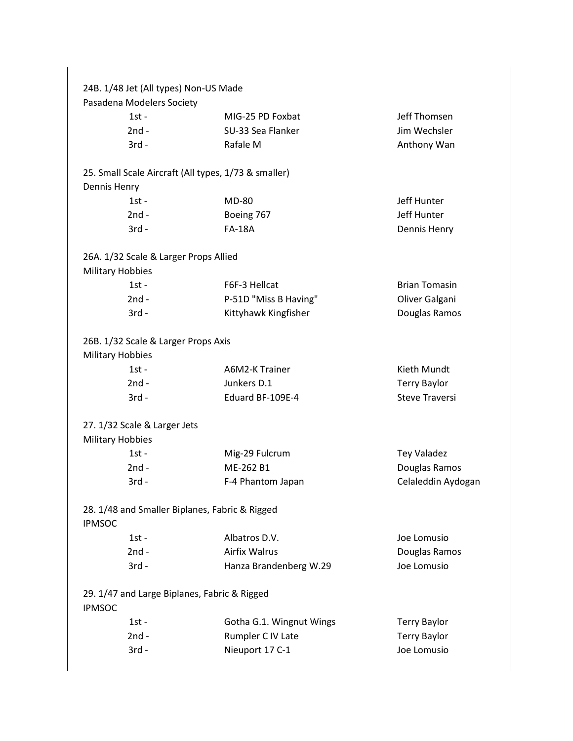24B. 1/48 Jet (All types) Non-US Made
Pasadena Modelers Society

| | | |
|---|---|---|
| 1st - | MIG-25 PD Foxbat | Jeff Thomsen |
| 2nd - | SU-33 Sea Flanker | Jim Wechsler |
| 3rd - | Rafale M | Anthony Wan |

25. Small Scale Aircraft (All types, 1/73 & smaller)
Dennis Henry

| | | |
|---|---|---|
| 1st - | MD-80 | Jeff Hunter |
| 2nd - | Boeing 767 | Jeff Hunter |
| 3rd - | FA-18A | Dennis Henry |

26A. 1/32 Scale & Larger Props Allied
Military Hobbies

| | | |
|---|---|---|
| 1st - | F6F-3 Hellcat | Brian Tomasin |
| 2nd - | P-51D "Miss B Having" | Oliver Galgani |
| 3rd - | Kittyhawk Kingfisher | Douglas Ramos |

26B. 1/32 Scale & Larger Props Axis
Military Hobbies

| | | |
|---|---|---|
| 1st - | A6M2-K Trainer | Kieth Mundt |
| 2nd - | Junkers D.1 | Terry Baylor |
| 3rd - | Eduard BF-109E-4 | Steve Traversi |

27. 1/32 Scale & Larger Jets
Military Hobbies

| | | |
|---|---|---|
| 1st - | Mig-29 Fulcrum | Tey Valadez |
| 2nd - | ME-262 B1 | Douglas Ramos |
| 3rd - | F-4 Phantom Japan | Celaleddin Aydogan |

28. 1/48 and Smaller Biplanes, Fabric & Rigged
IPMSOC

| | | |
|---|---|---|
| 1st - | Albatros D.V. | Joe Lomusio |
| 2nd - | Airfix Walrus | Douglas Ramos |
| 3rd - | Hanza Brandenberg W.29 | Joe Lomusio |

29. 1/47 and Large Biplanes, Fabric & Rigged
IPMSOC

| | | |
|---|---|---|
| 1st - | Gotha G.1. Wingnut Wings | Terry Baylor |
| 2nd - | Rumpler C IV Late | Terry Baylor |
| 3rd - | Nieuport 17 C-1 | Joe Lomusio |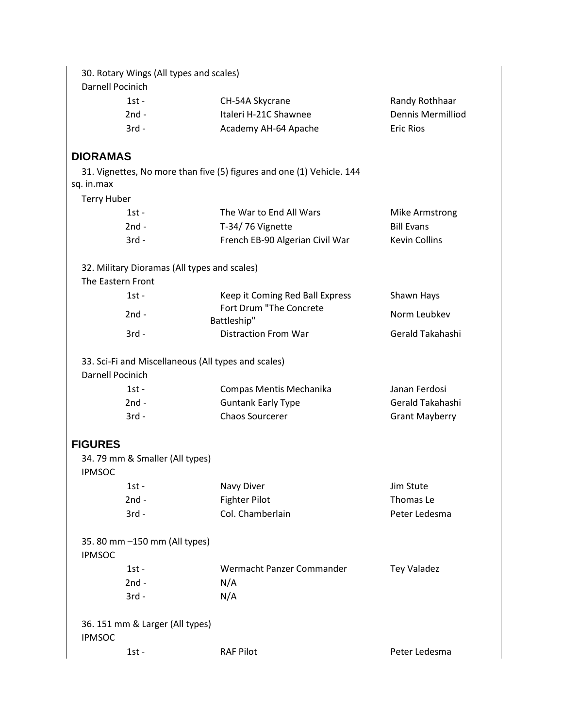30. Rotary Wings (All types and scales)
Darnell Pocinich

| | | |
|---|---|---|
| 1st - | CH-54A Skycrane | Randy Rothhaar |
| 2nd - | Italeri H-21C Shawnee | Dennis Mermilliod |
| 3rd - | Academy AH-64 Apache | Eric Rios |

## DIORAMAS

31. Vignettes, No more than five (5) figures and one (1) Vehicle. 144 sq. in.max
Terry Huber

| | | |
|---|---|---|
| 1st - | The War to End All Wars | Mike Armstrong |
| 2nd - | T-34/ 76 Vignette | Bill Evans |
| 3rd - | French EB-90 Algerian Civil War | Kevin Collins |

32. Military Dioramas (All types and scales)
The Eastern Front

| | | |
|---|---|---|
| 1st - | Keep it Coming Red Ball Express | Shawn Hays |
| 2nd - | Fort Drum "The Concrete Battleship" | Norm Leubkev |
| 3rd - | Distraction From War | Gerald Takahashi |

33. Sci-Fi and Miscellaneous (All types and scales)
Darnell Pocinich

| | | |
|---|---|---|
| 1st - | Compas Mentis Mechanika | Janan Ferdosi |
| 2nd - | Guntank Early Type | Gerald Takahashi |
| 3rd - | Chaos Sourcerer | Grant Mayberry |

## FIGURES

34. 79 mm & Smaller (All types)
IPMSOC

| | | |
|---|---|---|
| 1st - | Navy Diver | Jim Stute |
| 2nd - | Fighter Pilot | Thomas Le |
| 3rd - | Col. Chamberlain | Peter Ledesma |

35. 80 mm –150 mm (All types)
IPMSOC

| | | |
|---|---|---|
| 1st - | Wermacht Panzer Commander | Tey Valadez |
| 2nd - | N/A | |
| 3rd - | N/A | |

36. 151 mm & Larger (All types)
IPMSOC

| | | |
|---|---|---|
| 1st - | RAF Pilot | Peter Ledesma |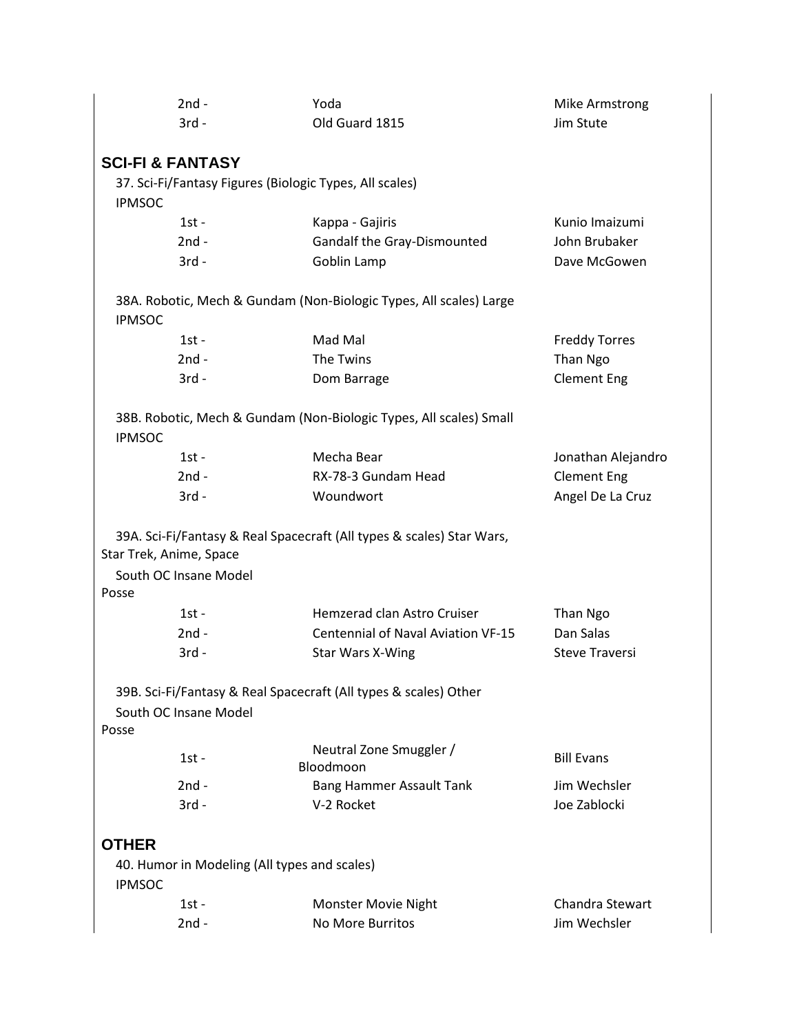| | | |
|---|---|---|
| 2nd - | Yoda | Mike Armstrong |
| 3rd - | Old Guard 1815 | Jim Stute |

## SCI-FI & FANTASY

37. Sci-Fi/Fantasy Figures (Biologic Types, All scales)
IPMSOC

| | | |
|---|---|---|
| 1st - | Kappa - Gajiris | Kunio Imaizumi |
| 2nd - | Gandalf the Gray-Dismounted | John Brubaker |
| 3rd - | Goblin Lamp | Dave McGowen |

38A. Robotic, Mech & Gundam (Non-Biologic Types, All scales) Large
IPMSOC

| | | |
|---|---|---|
| 1st - | Mad Mal | Freddy Torres |
| 2nd - | The Twins | Than Ngo |
| 3rd - | Dom Barrage | Clement Eng |

38B. Robotic, Mech & Gundam (Non-Biologic Types, All scales) Small
IPMSOC

| | | |
|---|---|---|
| 1st - | Mecha Bear | Jonathan Alejandro |
| 2nd - | RX-78-3 Gundam Head | Clement Eng |
| 3rd - | Woundwort | Angel De La Cruz |

39A. Sci-Fi/Fantasy & Real Spacecraft (All types & scales) Star Wars, Star Trek, Anime, Space
South OC Insane Model Posse

| | | |
|---|---|---|
| 1st - | Hemzerad clan Astro Cruiser | Than Ngo |
| 2nd - | Centennial of Naval Aviation VF-15 | Dan Salas |
| 3rd - | Star Wars X-Wing | Steve Traversi |

39B. Sci-Fi/Fantasy & Real Spacecraft (All types & scales) Other
South OC Insane Model Posse

| | | |
|---|---|---|
| 1st - | Neutral Zone Smuggler / Bloodmoon | Bill Evans |
| 2nd - | Bang Hammer Assault Tank | Jim Wechsler |
| 3rd - | V-2 Rocket | Joe Zablocki |

## OTHER

40. Humor in Modeling (All types and scales)
IPMSOC

| | | |
|---|---|---|
| 1st - | Monster Movie Night | Chandra Stewart |
| 2nd - | No More Burritos | Jim Wechsler |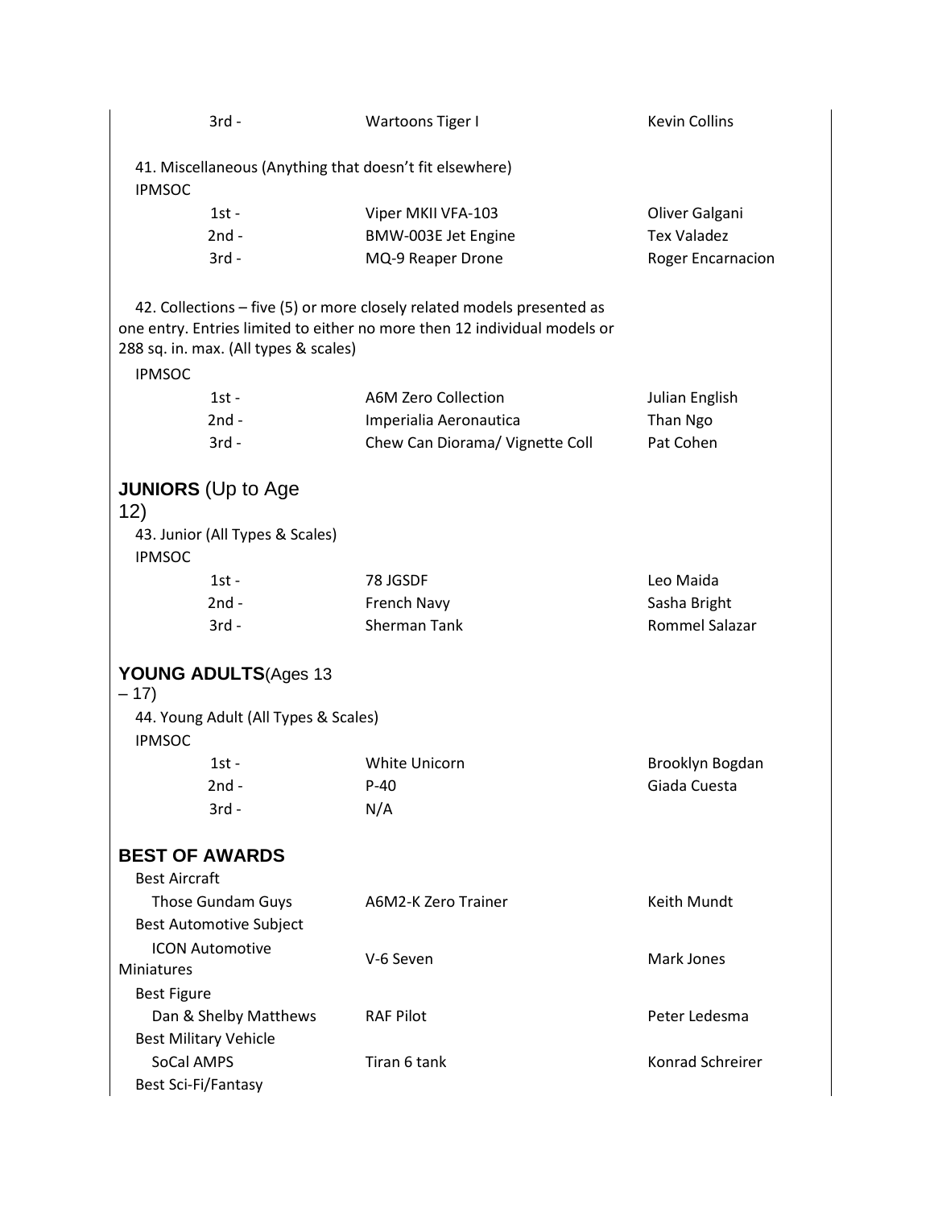| | | |
|---|---|---|
| 3rd - | Wartoons Tiger I | Kevin Collins |

41. Miscellaneous (Anything that doesn't fit elsewhere)

IPMSOC

| | | |
|---|---|---|
| 1st - | Viper MKII VFA-103 | Oliver Galgani |
| 2nd - | BMW-003E Jet Engine | Tex Valadez |
| 3rd - | MQ-9 Reaper Drone | Roger Encarnacion |

42. Collections – five (5) or more closely related models presented as one entry. Entries limited to either no more then 12 individual models or 288 sq. in. max. (All types & scales)

IPMSOC

| | | |
|---|---|---|
| 1st - | A6M Zero Collection | Julian English |
| 2nd - | Imperialia Aeronautica | Than Ngo |
| 3rd - | Chew Can Diorama/ Vignette Coll | Pat Cohen |

## **JUNIORS** (Up to Age 12)

43. Junior (All Types & Scales)

IPMSOC

| | | |
|---|---|---|
| 1st - | 78 JGSDF | Leo Maida |
| 2nd - | French Navy | Sasha Bright |
| 3rd - | Sherman Tank | Rommel Salazar |

## **YOUNG ADULTS**(Ages 13 – 17)

44. Young Adult (All Types & Scales)

IPMSOC

| | | |
|---|---|---|
| 1st - | White Unicorn | Brooklyn Bogdan |
| 2nd - | P-40 | Giada Cuesta |
| 3rd - | N/A | |

## **BEST OF AWARDS**

| | | |
|---|---|---|
| Best Aircraft | | |
| Those Gundam Guys | A6M2-K Zero Trainer | Keith Mundt |
| Best Automotive Subject | | |
| ICON Automotive Miniatures | V-6 Seven | Mark Jones |
| Best Figure | | |
| Dan & Shelby Matthews | RAF Pilot | Peter Ledesma |
| Best Military Vehicle | | |
| SoCal AMPS | Tiran 6 tank | Konrad Schreirer |
| Best Sci-Fi/Fantasy | | |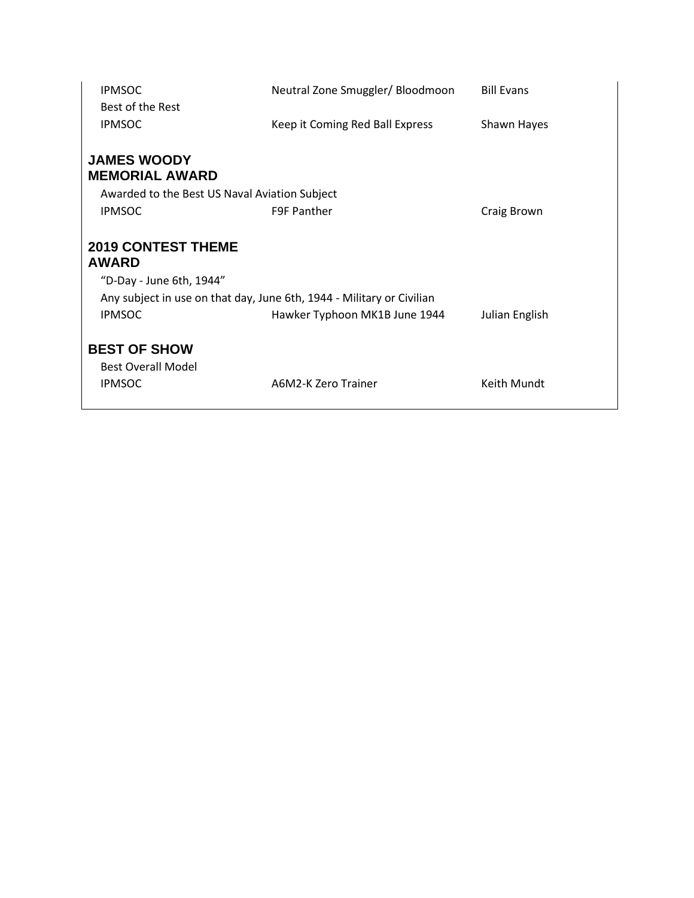| | | |
|---|---|---|
| IPMSOC | Neutral Zone Smuggler/ Bloodmoon | Bill Evans |
| Best of the Rest | | |
| IPMSOC | Keep it Coming Red Ball Express | Shawn Hayes |

## JAMES WOODY MEMORIAL AWARD

Awarded to the Best US Naval Aviation Subject

| | | |
|---|---|---|
| IPMSOC | F9F Panther | Craig Brown |

## 2019 CONTEST THEME AWARD

"D-Day - June 6th, 1944"

Any subject in use on that day, June 6th, 1944 - Military or Civilian

| | | |
|---|---|---|
| IPMSOC | Hawker Typhoon MK1B June 1944 | Julian English |

## BEST OF SHOW

Best Overall Model

| | | |
|---|---|---|
| IPMSOC | A6M2-K Zero Trainer | Keith Mundt |